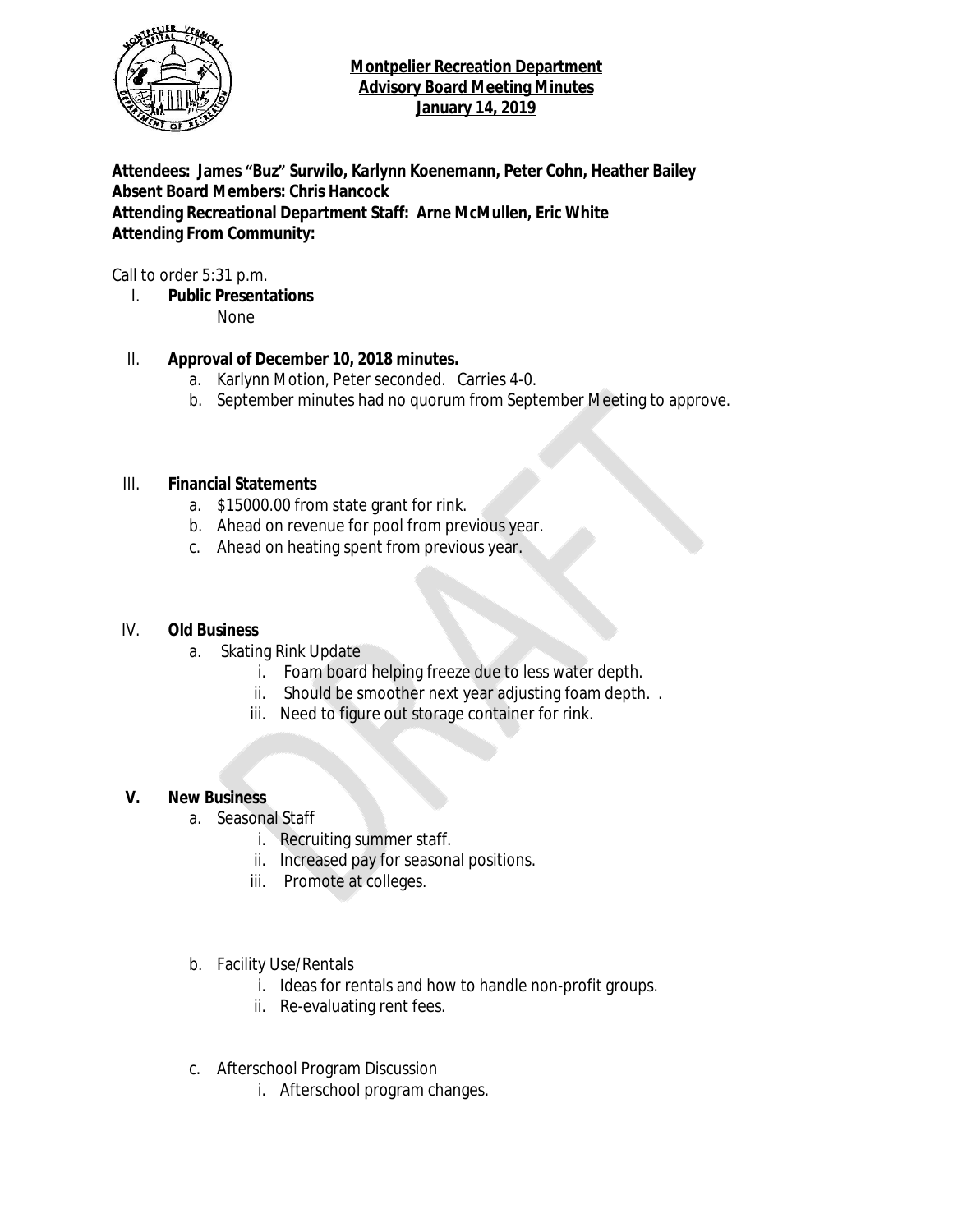# Montpelier Recreation Department
## Advisory Board Meeting Minutes
## January 14, 2019

**Attendees: James "Buz" Surwilo, Karlynn Koenemann, Peter Cohn, Heather Bailey**
**Absent Board Members: Chris Hancock**
**Attending Recreational Department Staff: Arne McMullen, Eric White**
**Attending From Community:**

Call to order 5:31 p.m.

I. **Public Presentations**
   None

II. **Approval of December 10, 2018 minutes.**
   a. Karlynn Motion, Peter seconded. Carries 4-0.
   b. September minutes had no quorum from September Meeting to approve.

III. **Financial Statements**
   a. $15000.00 from state grant for rink.
   b. Ahead on revenue for pool from previous year.
   c. Ahead on heating spent from previous year.

IV. **Old Business**
   a. Skating Rink Update
      i. Foam board helping freeze due to less water depth.
      ii. Should be smoother next year adjusting foam depth. .
      iii. Need to figure out storage container for rink.

V. **New Business**
   a. Seasonal Staff
      i. Recruiting summer staff.
      ii. Increased pay for seasonal positions.
      iii. Promote at colleges.

   b. Facility Use/Rentals
      i. Ideas for rentals and how to handle non-profit groups.
      ii. Re-evaluating rent fees.

   c. Afterschool Program Discussion
      i. Afterschool program changes.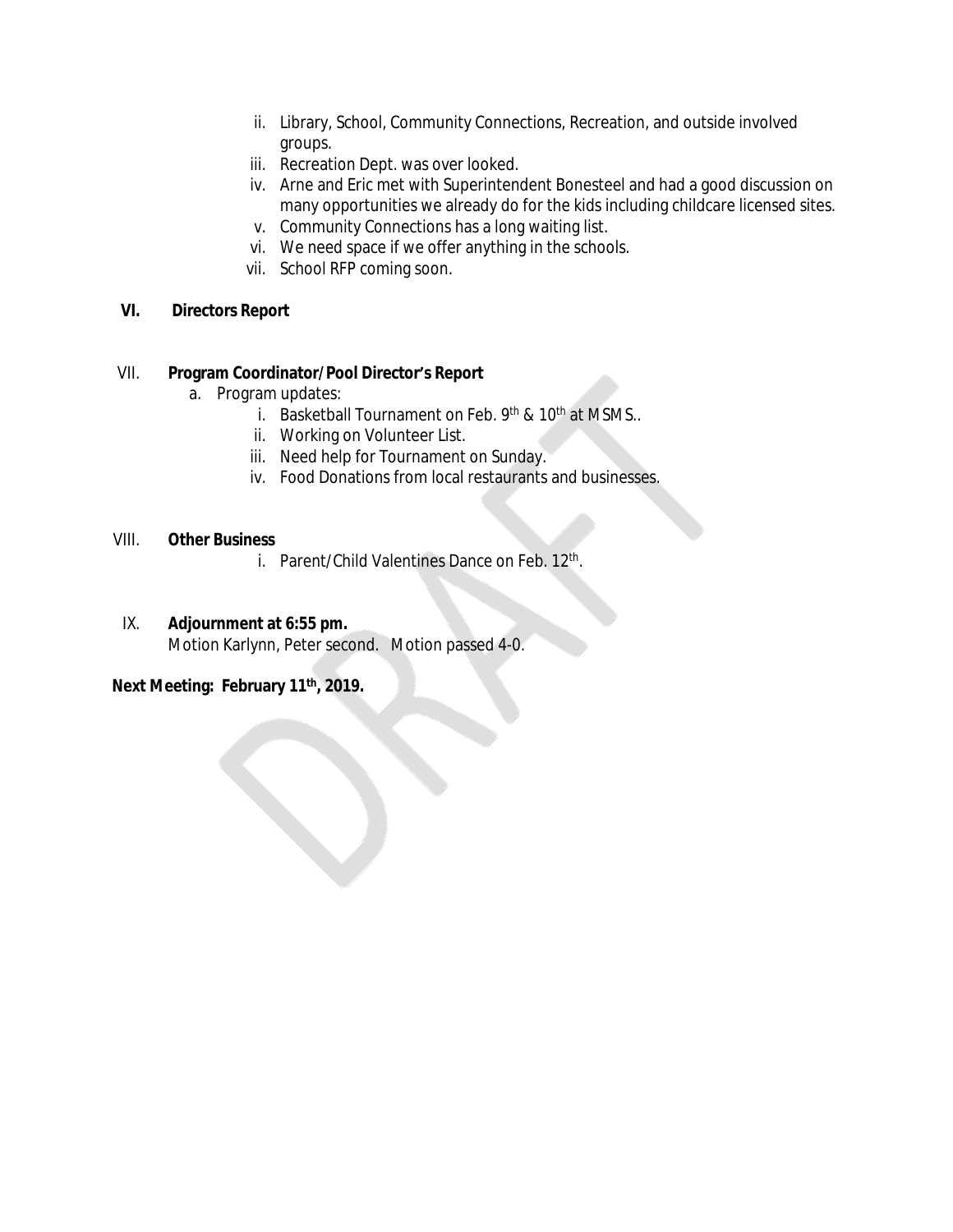ii. Library, School, Community Connections, Recreation, and outside involved groups.
iii. Recreation Dept. was over looked.
iv. Arne and Eric met with Superintendent Bonesteel and had a good discussion on many opportunities we already do for the kids including childcare licensed sites.
v. Community Connections has a long waiting list.
vi. We need space if we offer anything in the schools.
vii. School RFP coming soon.

**VI. Directors Report**

**VII. Program Coordinator/Pool Director's Report**

a. Program updates:
   i. Basketball Tournament on Feb. 9th & 10th at MSMS..
   ii. Working on Volunteer List.
   iii. Need help for Tournament on Sunday.
   iv. Food Donations from local restaurants and businesses.

**VIII. Other Business**

i. Parent/Child Valentines Dance on Feb. 12th.

**IX. Adjournment at 6:55 pm.**

Motion Karlynn, Peter second. Motion passed 4-0.

**Next Meeting: February 11th, 2019.**